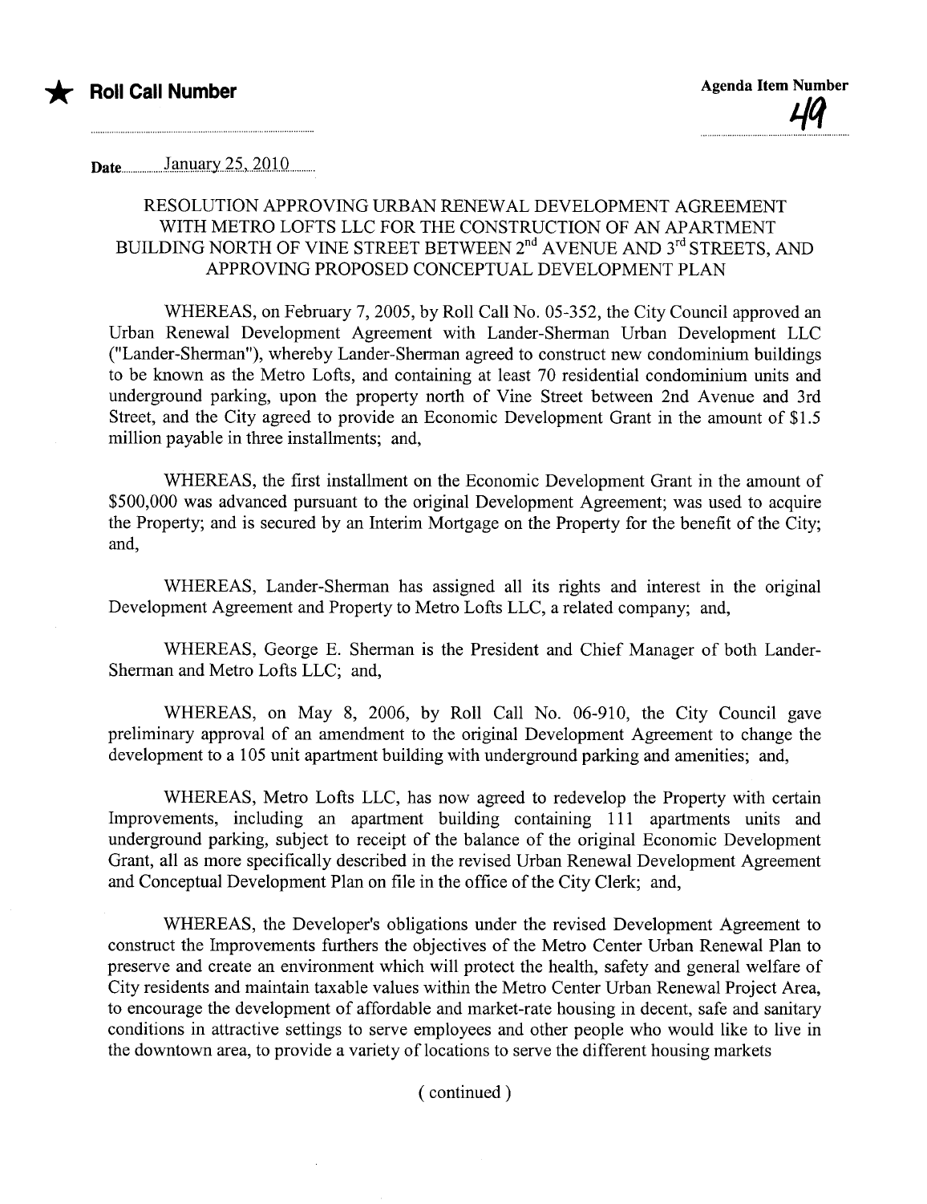★ **Roll Call Number**

**Agenda Item Number**

49

Date January 25, 2010

## RESOLUTION APPROVING URBAN RENEWAL DEVELOPMENT AGREEMENT WITH METRO LOFTS LLC FOR THE CONSTRUCTION OF AN APARTMENT BUILDING NORTH OF VINE STREET BETWEEN 2nd AVENUE AND 3rd STREETS, AND APPROVING PROPOSED CONCEPTUAL DEVELOPMENT PLAN

WHEREAS, on February 7, 2005, by Roll Call No. 05-352, the City Council approved an Urban Renewal Development Agreement with Lander-Sherman Urban Development LLC ("Lander-Sherman"), whereby Lander-Sherman agreed to construct new condominium buildings to be known as the Metro Lofts, and containing at least 70 residential condominium units and underground parking, upon the property north of Vine Street between 2nd Avenue and 3rd Street, and the City agreed to provide an Economic Development Grant in the amount of $1.5 million payable in three installments; and,

WHEREAS, the first installment on the Economic Development Grant in the amount of $500,000 was advanced pursuant to the original Development Agreement; was used to acquire the Property; and is secured by an Interim Mortgage on the Property for the benefit of the City; and,

WHEREAS, Lander-Sherman has assigned all its rights and interest in the original Development Agreement and Property to Metro Lofts LLC, a related company; and,

WHEREAS, George E. Sherman is the President and Chief Manager of both Lander-Sherman and Metro Lofts LLC; and,

WHEREAS, on May 8, 2006, by Roll Call No. 06-910, the City Council gave preliminary approval of an amendment to the original Development Agreement to change the development to a 105 unit apartment building with underground parking and amenities; and,

WHEREAS, Metro Lofts LLC, has now agreed to redevelop the Property with certain Improvements, including an apartment building containing 111 apartments units and underground parking, subject to receipt of the balance of the original Economic Development Grant, all as more specifically described in the revised Urban Renewal Development Agreement and Conceptual Development Plan on file in the office of the City Clerk; and,

WHEREAS, the Developer's obligations under the revised Development Agreement to construct the Improvements furthers the objectives of the Metro Center Urban Renewal Plan to preserve and create an environment which will protect the health, safety and general welfare of City residents and maintain taxable values within the Metro Center Urban Renewal Project Area, to encourage the development of affordable and market-rate housing in decent, safe and sanitary conditions in attractive settings to serve employees and other people who would like to live in the downtown area, to provide a variety of locations to serve the different housing markets

( continued )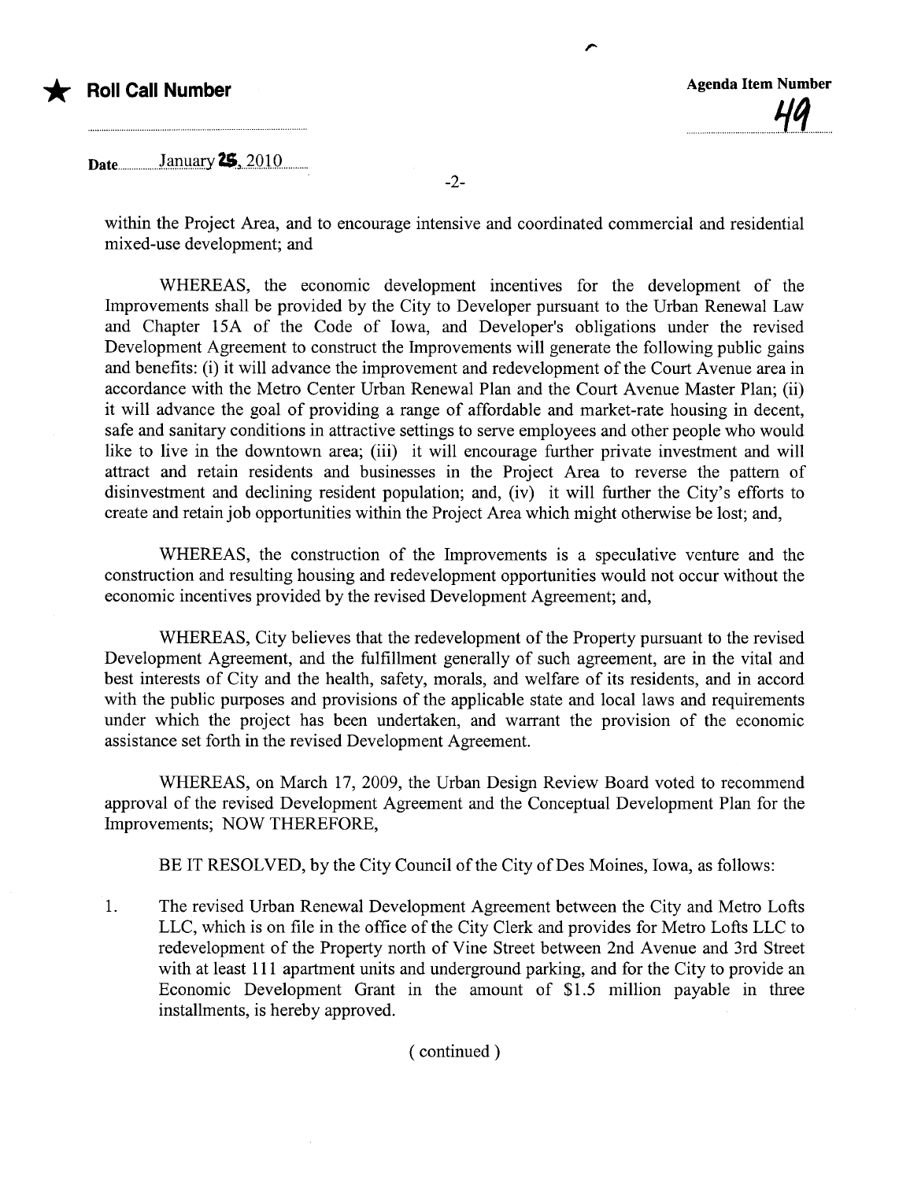★ **Roll Call Number**

**Agenda Item Number**

49

Date January 25, 2010

within the Project Area, and to encourage intensive and coordinated commercial and residential mixed-use development; and

WHEREAS, the economic development incentives for the development of the Improvements shall be provided by the City to Developer pursuant to the Urban Renewal Law and Chapter 15A of the Code of Iowa, and Developer's obligations under the revised Development Agreement to construct the Improvements will generate the following public gains and benefits: (i) it will advance the improvement and redevelopment of the Court Avenue area in accordance with the Metro Center Urban Renewal Plan and the Court Avenue Master Plan; (ii) it will advance the goal of providing a range of affordable and market-rate housing in decent, safe and sanitary conditions in attractive settings to serve employees and other people who would like to live in the downtown area; (iii) it will encourage further private investment and will attract and retain residents and businesses in the Project Area to reverse the pattern of disinvestment and declining resident population; and, (iv) it will further the City's efforts to create and retain job opportunities within the Project Area which might otherwise be lost; and,

WHEREAS, the construction of the Improvements is a speculative venture and the construction and resulting housing and redevelopment opportunities would not occur without the economic incentives provided by the revised Development Agreement; and,

WHEREAS, City believes that the redevelopment of the Property pursuant to the revised Development Agreement, and the fulfillment generally of such agreement, are in the vital and best interests of City and the health, safety, morals, and welfare of its residents, and in accord with the public purposes and provisions of the applicable state and local laws and requirements under which the project has been undertaken, and warrant the provision of the economic assistance set forth in the revised Development Agreement.

WHEREAS, on March 17, 2009, the Urban Design Review Board voted to recommend approval of the revised Development Agreement and the Conceptual Development Plan for the Improvements; NOW THEREFORE,

BE IT RESOLVED, by the City Council of the City of Des Moines, Iowa, as follows:

1. The revised Urban Renewal Development Agreement between the City and Metro Lofts LLC, which is on file in the office of the City Clerk and provides for Metro Lofts LLC to redevelopment of the Property north of Vine Street between 2nd Avenue and 3rd Street with at least 111 apartment units and underground parking, and for the City to provide an Economic Development Grant in the amount of $1.5 million payable in three installments, is hereby approved.

( continued )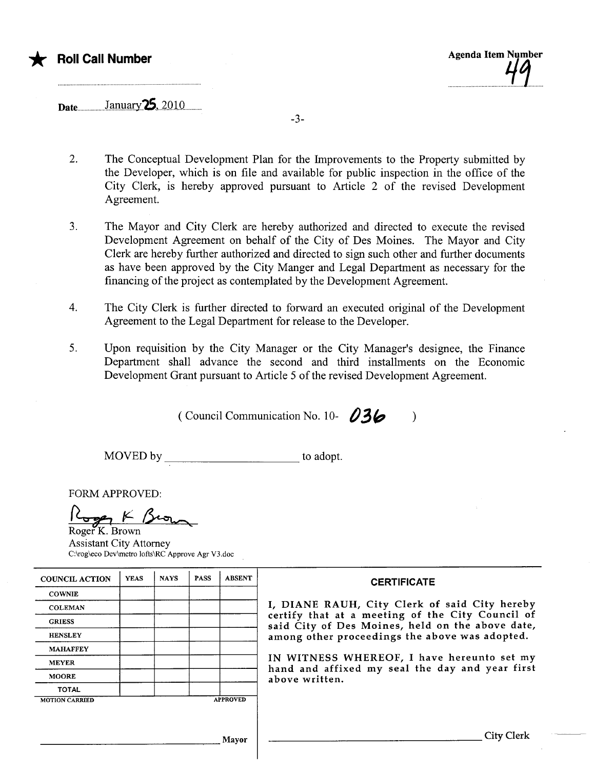★ **Roll Call Number**

**Agenda Item Number**
49

Date January 25, 2010

2. The Conceptual Development Plan for the Improvements to the Property submitted by the Developer, which is on file and available for public inspection in the office of the City Clerk, is hereby approved pursuant to Article 2 of the revised Development Agreement.

3. The Mayor and City Clerk are hereby authorized and directed to execute the revised Development Agreement on behalf of the City of Des Moines. The Mayor and City Clerk are hereby further authorized and directed to sign such other and further documents as have been approved by the City Manger and Legal Department as necessary for the financing of the project as contemplated by the Development Agreement.

4. The City Clerk is further directed to forward an executed original of the Development Agreement to the Legal Department for release to the Developer.

5. Upon requisition by the City Manager or the City Manager's designee, the Finance Department shall advance the second and third installments on the Economic Development Grant pursuant to Article 5 of the revised Development Agreement.

( Council Communication No. 10- 036 )

MOVED by ______________________ to adopt.

FORM APPROVED:

Roger K. Brown
Assistant City Attorney
C:\rog\eco Dev\metro lofts\RC Approve Agr V3.doc

| COUNCIL ACTION | YEAS | NAYS | PASS | ABSENT |
|---|---|---|---|---|
| COWNIE | | | | |
| COLEMAN | | | | |
| GRIESS | | | | |
| HENSLEY | | | | |
| MAHAFFEY | | | | |
| MEYER | | | | |
| MOORE | | | | |
| TOTAL | | | | |
| MOTION CARRIED | | | | APPROVED |

______________________ Mayor

**CERTIFICATE**

I, DIANE RAUH, City Clerk of said City hereby certify that at a meeting of the City Council of said City of Des Moines, held on the above date, among other proceedings the above was adopted.

IN WITNESS WHEREOF, I have hereunto set my hand and affixed my seal the day and year first above written.

______________________ City Clerk